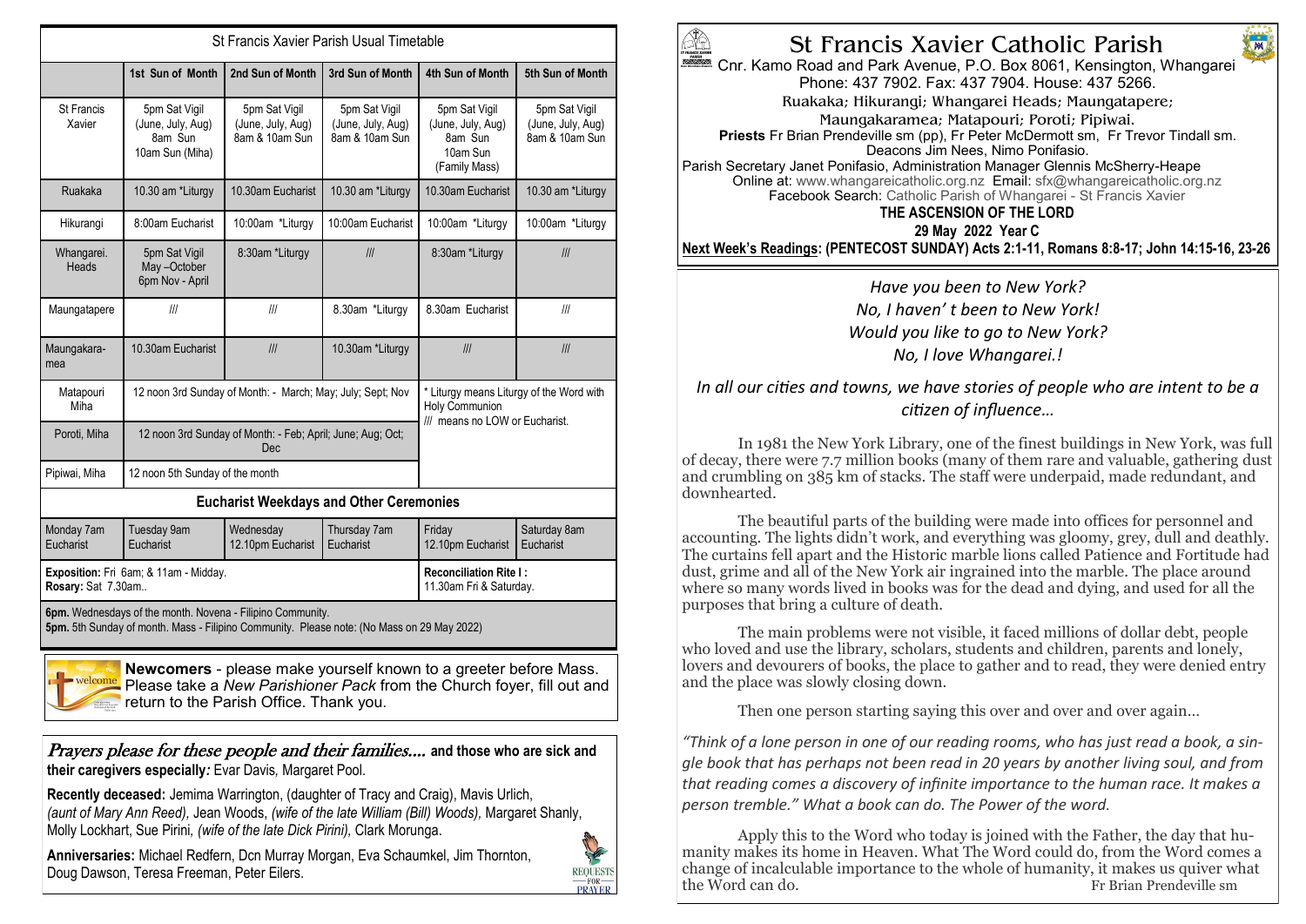# St Francis Xavier Catholic Parish

Cnr. Kamo Road and Park Avenue, P.O. Box 8061, Kensington, Whangarei
Phone: 437 7902. Fax: 437 7904. House: 437 5266.
Ruakaka; Hikurangi; Whangarei Heads; Maungatapere;
Maungakaramea; Matapouri; Poroti; Pipiwai.

**Priests** Fr Brian Prendeville sm (pp), Fr Peter McDermott sm, Fr Trevor Tindall sm.
Deacons Jim Nees, Nimo Ponifasio.
Parish Secretary Janet Ponifasio, Administration Manager Glennis McSherry-Heape
Online at: www.whangareicatholic.org.nz Email: sfx@whangareicatholic.org.nz
Facebook Search: Catholic Parish of Whangarei - St Francis Xavier

**THE ASCENSION OF THE LORD**
**29 May 2022 Year C**

**Next Week's Readings: (PENTECOST SUNDAY) Acts 2:1-11, Romans 8:8-17; John 14:15-16, 23-26**

*Have you been to New York?*
*No, I haven' t been to New York!*
*Would you like to go to New York?*
*No, I love Whangarei.!*

*In all our cities and towns, we have stories of people who are intent to be a citizen of influence…*

In 1981 the New York Library, one of the finest buildings in New York, was full of decay, there were 7.7 million books (many of them rare and valuable, gathering dust and crumbling on 385 km of stacks. The staff were underpaid, made redundant, and downhearted.

The beautiful parts of the building were made into offices for personnel and accounting. The lights didn't work, and everything was gloomy, grey, dull and deathly. The curtains fell apart and the Historic marble lions called Patience and Fortitude had dust, grime and all of the New York air ingrained into the marble. The place around where so many words lived in books was for the dead and dying, and used for all the purposes that bring a culture of death.

The main problems were not visible, it faced millions of dollar debt, people who loved and use the library, scholars, students and children, parents and lonely, lovers and devourers of books, the place to gather and to read, they were denied entry and the place was slowly closing down.

Then one person starting saying this over and over and over again…

*"Think of a lone person in one of our reading rooms, who has just read a book, a single book that has perhaps not been read in 20 years by another living soul, and from that reading comes a discovery of infinite importance to the human race. It makes a person tremble." What a book can do. The Power of the word.*

Apply this to the Word who today is joined with the Father, the day that humanity makes its home in Heaven. What The Word could do, from the Word comes a change of incalculable importance to the whole of humanity, it makes us quiver what the Word can do. Fr Brian Prendeville sm

## St Francis Xavier Parish Usual Timetable

| | 1st Sun of Month | 2nd Sun of Month | 3rd Sun of Month | 4th Sun of Month | 5th Sun of Month |
|---|---|---|---|---|---|
| St Francis Xavier | 5pm Sat Vigil (June, July, Aug) 8am Sun 10am Sun (Miha) | 5pm Sat Vigil (June, July, Aug) 8am & 10am Sun | 5pm Sat Vigil (June, July, Aug) 8am & 10am Sun | 5pm Sat Vigil (June, July, Aug) 8am Sun 10am Sun (Family Mass) | 5pm Sat Vigil (June, July, Aug) 8am & 10am Sun |
| Ruakaka | 10.30 am *Liturgy | 10.30am Eucharist | 10.30 am *Liturgy | 10.30am Eucharist | 10.30 am *Liturgy |
| Hikurangi | 8:00am Eucharist | 10:00am *Liturgy | 10:00am Eucharist | 10:00am *Liturgy | 10:00am *Liturgy |
| Whangarei. Heads | 5pm Sat Vigil May –October 6pm Nov - April | 8:30am *Liturgy | /// | 8:30am *Liturgy | /// |
| Maungatapere | /// | /// | 8.30am *Liturgy | 8.30am Eucharist | /// |
| Maungakaramea | 10.30am Eucharist | /// | 10.30am *Liturgy | /// | /// |
| Matapouri Miha | 12 noon 3rd Sunday of Month: - March; May; July; Sept; Nov | | | * Liturgy means Liturgy of the Word with Holy Communion /// means no LOW or Eucharist. | |
| Poroti, Miha | 12 noon 3rd Sunday of Month: - Feb; April; June; Aug; Oct; Dec | | | | |
| Pipiwai, Miha | 12 noon 5th Sunday of the month | | | | |

**Eucharist Weekdays and Other Ceremonies**

| Monday 7am Eucharist | Tuesday 9am Eucharist | Wednesday 12.10pm Eucharist | Thursday 7am Eucharist | Friday 12.10pm Eucharist | Saturday 8am Eucharist |
|---|---|---|---|---|---|

**Exposition:** Fri 6am; & 11am - Midday.
**Rosary:** Sat 7.30am..

**Reconciliation Rite I :** 11.30am Fri & Saturday.

**6pm.** Wednesdays of the month. Novena - Filipino Community.
**5pm.** 5th Sunday of month. Mass - Filipino Community. Please note: (No Mass on 29 May 2022)

**Newcomers** - please make yourself known to a greeter before Mass. Please take a *New Parishioner Pack* from the Church foyer, fill out and return to the Parish Office. Thank you.

*Prayers please for these people and their families….* **and those who are sick and their caregivers especially:** Evar Davis, Margaret Pool.

**Recently deceased:** Jemima Warrington, (daughter of Tracy and Craig), Mavis Urlich, *(aunt of Mary Ann Reed),* Jean Woods, *(wife of the late William (Bill) Woods),* Margaret Shanly, Molly Lockhart, Sue Pirini, *(wife of the late Dick Pirini),* Clark Morunga.

**Anniversaries:** Michael Redfern, Dcn Murray Morgan, Eva Schaumkel, Jim Thornton, Doug Dawson, Teresa Freeman, Peter Eilers.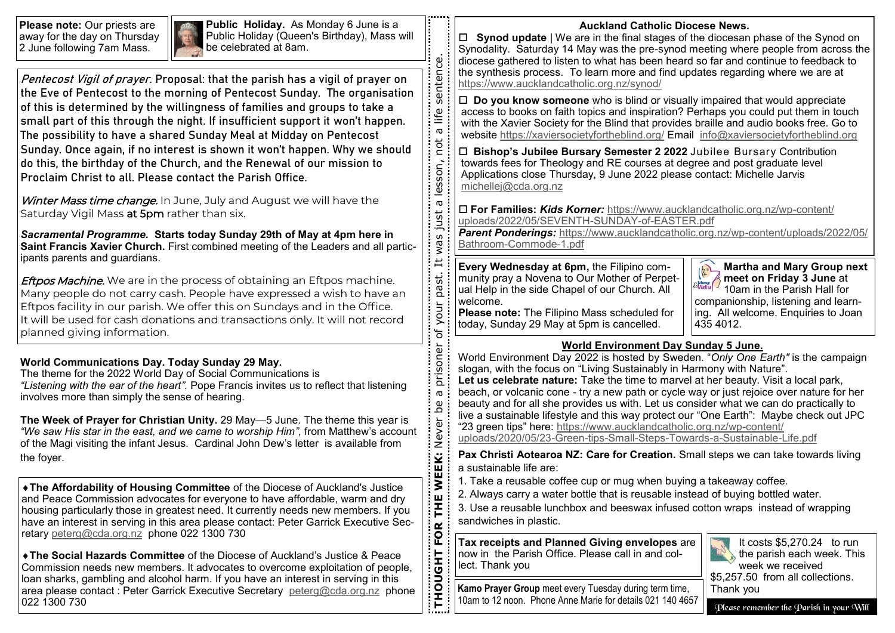**Please note:** Our priests are away for the day on Thursday 2 June following 7am Mass.

**Public Holiday.** As Monday 6 June is a Public Holiday (Queen's Birthday), Mass will be celebrated at 8am.

*Pentecost Vigil of prayer.* Proposal: that the parish has a vigil of prayer on the Eve of Pentecost to the morning of Pentecost Sunday. The organisation of this is determined by the willingness of families and groups to take a small part of this through the night. If insufficient support it won't happen. The possibility to have a shared Sunday Meal at Midday on Pentecost Sunday. Once again, if no interest is shown it won't happen. Why we should do this, the birthday of the Church, and the Renewal of our mission to Proclaim Christ to all. Please contact the Parish Office.

*Winter Mass time change.* In June, July and August we will have the Saturday Vigil Mass **at 5pm** rather than six.

***Sacramental Programme.*** **Starts today Sunday 29th of May at 4pm here in Saint Francis Xavier Church.** First combined meeting of the Leaders and all participants parents and guardians.

*Eftpos Machine.* We are in the process of obtaining an Eftpos machine. Many people do not carry cash. People have expressed a wish to have an Eftpos facility in our parish. We offer this on Sundays and in the Office. It will be used for cash donations and transactions only. It will not record planned giving information.

**World Communications Day. Today Sunday 29 May.**
The theme for the 2022 World Day of Social Communications is *"Listening with the ear of the heart".* Pope Francis invites us to reflect that listening involves more than simply the sense of hearing.

**The Week of Prayer for Christian Unity.** 29 May—5 June. The theme this year is *"We saw His star in the east, and we came to worship Him",* from Matthew's account of the Magi visiting the infant Jesus. Cardinal John Dew's letter is available from the foyer.

♦**The Affordability of Housing Committee** of the Diocese of Auckland's Justice and Peace Commission advocates for everyone to have affordable, warm and dry housing particularly those in greatest need. It currently needs new members. If you have an interest in serving in this area please contact: Peter Garrick Executive Secretary peterg@cda.org.nz phone 022 1300 730

♦**The Social Hazards Committee** of the Diocese of Auckland's Justice & Peace Commission needs new members. It advocates to overcome exploitation of people, loan sharks, gambling and alcohol harm. If you have an interest in serving in this area please contact : Peter Garrick Executive Secretary peterg@cda.org.nz phone 022 1300 730

**THOUGHT FOR THE WEEK:** Never be a prisoner of your past. It was just a lesson, not a life sentence.

## Auckland Catholic Diocese News.

☐ **Synod update** | We are in the final stages of the diocesan phase of the Synod on Synodality. Saturday 14 May was the pre-synod meeting where people from across the diocese gathered to listen to what has been heard so far and continue to feedback to the synthesis process. To learn more and find updates regarding where we are at https://www.aucklandcatholic.org.nz/synod/

☐ **Do you know someone** who is blind or visually impaired that would appreciate access to books on faith topics and inspiration? Perhaps you could put them in touch with the Xavier Society for the Blind that provides braille and audio books free. Go to website https://xaviersocietyfortheblind.org/ Email info@xaviersocietyfortheblind.org

☐ **Bishop's Jubilee Bursary Semester 2 2022** Jubilee Bursary Contribution towards fees for Theology and RE courses at degree and post graduate level Applications close Thursday, 9 June 2022 please contact: Michelle Jarvis michellej@cda.org.nz

☐ **For Families:** ***Kids Korner:*** https://www.aucklandcatholic.org.nz/wp-content/uploads/2022/05/SEVENTH-SUNDAY-of-EASTER.pdf
***Parent Ponderings:*** https://www.aucklandcatholic.org.nz/wp-content/uploads/2022/05/Bathroom-Commode-1.pdf

**Every Wednesday at 6pm,** the Filipino community pray a Novena to Our Mother of Perpetual Help in the side Chapel of our Church. All welcome.
**Please note:** The Filipino Mass scheduled for today, Sunday 29 May at 5pm is cancelled.

**Martha and Mary Group next meet on Friday 3 June** at 10am in the Parish Hall for companionship, listening and learning. All welcome. Enquiries to Joan 435 4012.

**World Environment Day Sunday 5 June.**
World Environment Day 2022 is hosted by Sweden. "*Only One Earth"* is the campaign slogan, with the focus on "Living Sustainably in Harmony with Nature".
**Let us celebrate nature:** Take the time to marvel at her beauty. Visit a local park, beach, or volcanic cone - try a new path or cycle way or just rejoice over nature for her beauty and for all she provides us with. Let us consider what we can do practically to live a sustainable lifestyle and this way protect our "One Earth": Maybe check out JPC "23 green tips" here: https://www.aucklandcatholic.org.nz/wp-content/uploads/2020/05/23-Green-tips-Small-Steps-Towards-a-Sustainable-Life.pdf

**Pax Christi Aotearoa NZ: Care for Creation.** Small steps we can take towards living a sustainable life are:

1. Take a reusable coffee cup or mug when buying a takeaway coffee.
2. Always carry a water bottle that is reusable instead of buying bottled water.
3. Use a reusable lunchbox and beeswax infused cotton wraps instead of wrapping sandwiches in plastic.

**Tax receipts and Planned Giving envelopes** are now in the Parish Office. Please call in and collect. Thank you

**Kamo Prayer Group** meet every Tuesday during term time, 10am to 12 noon. Phone Anne Marie for details 021 140 4657

It costs $5,270.24 to run the parish each week. This week we received $5,257.50 from all collections. Thank you

Please remember the Parish in your Will